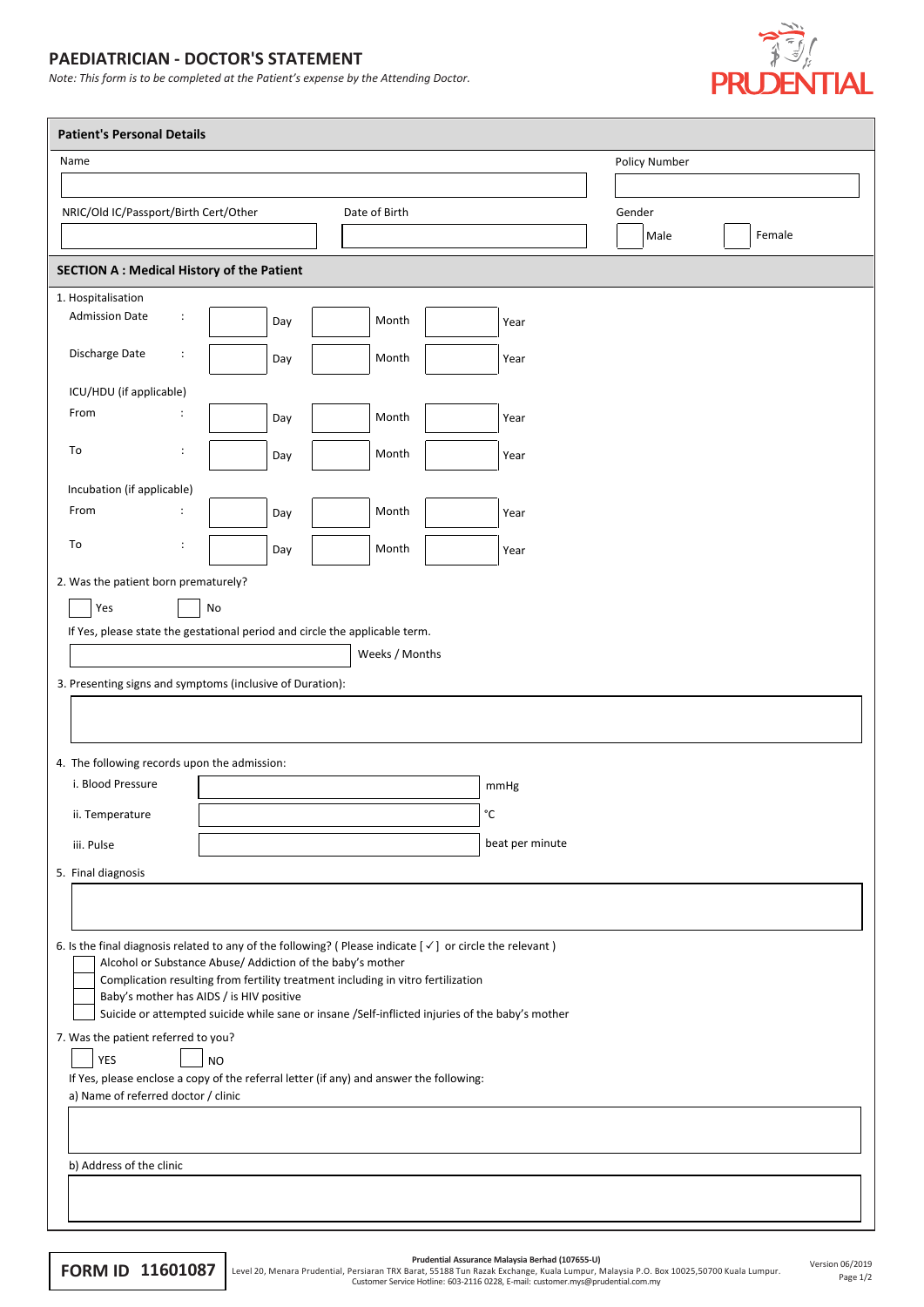# PAEDIATRICIAN - DOCTOR'S STATEMENT

*Note: This form is to be completed at the Patient's expense by the Attending Doctor.*

PRUDENTIAL

## Patient's Personal Details

Name

Policy Number

NRIC/Old IC/Passport/Birth Cert/Other

Date of Birth

Gender

☐ Male ☐ Female

## SECTION A : Medical History of the Patient

1. Hospitalisation

Admission Date : Day Month Year

Discharge Date : Day Month Year

ICU/HDU (if applicable)

From : Day Month Year

To : Day Month Year

Incubation (if applicable)

From : Day Month Year

To : Day Month Year

2. Was the patient born prematurely?

☐ Yes ☐ No

If Yes, please state the gestational period and circle the applicable term.

Weeks / Months

3. Presenting signs and symptoms (inclusive of Duration):

4. The following records upon the admission:

i. Blood Pressure mmHg

ii. Temperature °C

iii. Pulse beat per minute

5. Final diagnosis

6. Is the final diagnosis related to any of the following? ( Please indicate [✓] or circle the relevant )

☐ Alcohol or Substance Abuse/ Addiction of the baby's mother

☐ Complication resulting from fertility treatment including in vitro fertilization

☐ Baby's mother has AIDS / is HIV positive

☐ Suicide or attempted suicide while sane or insane /Self-inflicted injuries of the baby's mother

7. Was the patient referred to you?

☐ YES ☐ NO

If Yes, please enclose a copy of the referral letter (if any) and answer the following:

a) Name of referred doctor / clinic

b) Address of the clinic

**FORM ID 11601087**

**Prudential Assurance Malaysia Berhad (107655-U)**
Level 20, Menara Prudential, Persiaran TRX Barat, 55188 Tun Razak Exchange, Kuala Lumpur, Malaysia P.O. Box 10025,50700 Kuala Lumpur.
Customer Service Hotline: 603-2116 0228, E-mail: customer.mys@prudential.com.my

Version 06/2019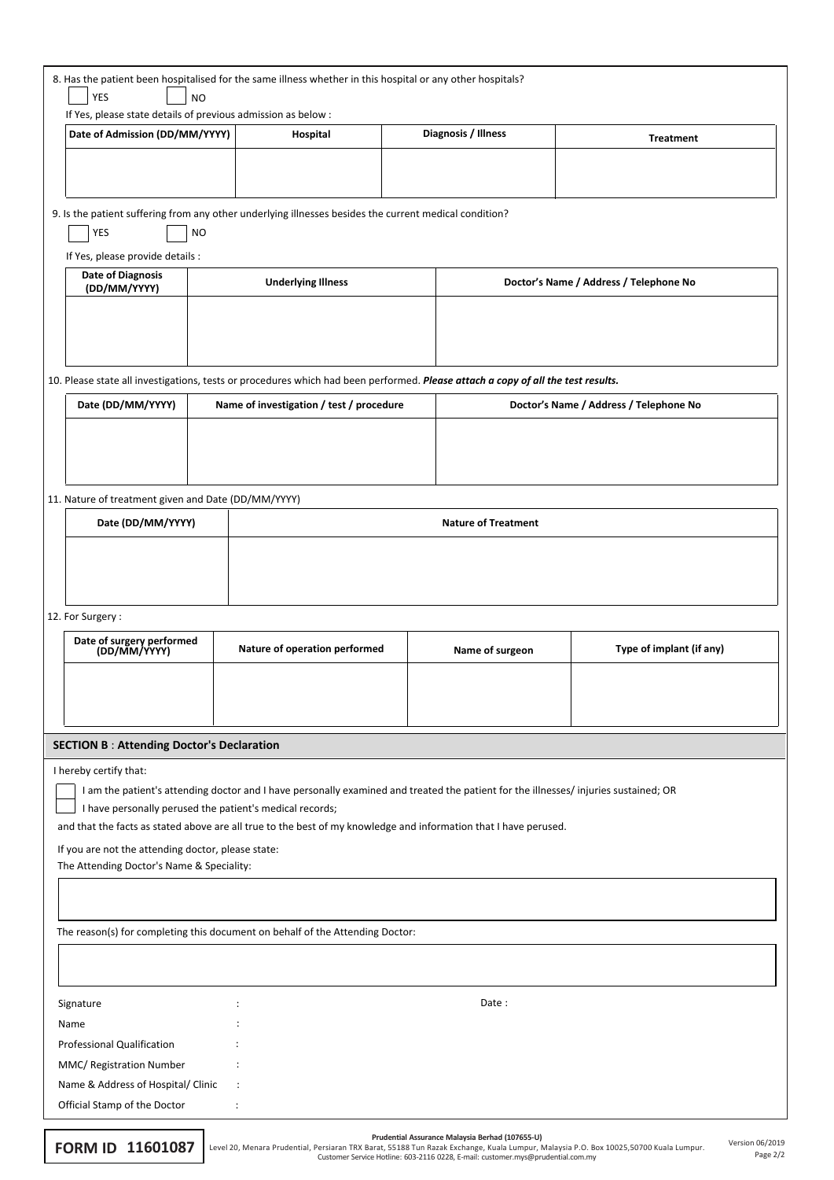8. Has the patient been hospitalised for the same illness whether in this hospital or any other hospitals?

☐ YES ☐ NO

If Yes, please state details of previous admission as below :

| Date of Admission (DD/MM/YYYY) | Hospital | Diagnosis / Illness | Treatment |
|---|---|---|---|
| | | | |

9. Is the patient suffering from any other underlying illnesses besides the current medical condition?

☐ YES ☐ NO

If Yes, please provide details :

| Date of Diagnosis (DD/MM/YYYY) | Underlying Illness | Doctor's Name / Address / Telephone No |
|---|---|---|
| | | |

10. Please state all investigations, tests or procedures which had been performed. ***Please attach a copy of all the test results.***

| Date (DD/MM/YYYY) | Name of investigation / test / procedure | Doctor's Name / Address / Telephone No |
|---|---|---|
| | | |

11. Nature of treatment given and Date (DD/MM/YYYY)

| Date (DD/MM/YYYY) | Nature of Treatment |
|---|---|
| | |

12. For Surgery :

| Date of surgery performed (DD/MM/YYYY) | Nature of operation performed | Name of surgeon | Type of implant (if any) |
|---|---|---|---|
| | | | |

## SECTION B : Attending Doctor's Declaration

I hereby certify that:

☐ I am the patient's attending doctor and I have personally examined and treated the patient for the illnesses/ injuries sustained; OR

☐ I have personally perused the patient's medical records;

and that the facts as stated above are all true to the best of my knowledge and information that I have perused.

If you are not the attending doctor, please state:

The Attending Doctor's Name & Speciality:

The reason(s) for completing this document on behalf of the Attending Doctor:

Signature :  Date :

Name :

Professional Qualification :

MMC/ Registration Number :

Name & Address of Hospital/ Clinic :

Official Stamp of the Doctor :

**FORM ID 11601087**

**Prudential Assurance Malaysia Berhad (107655-U)**
Level 20, Menara Prudential, Persiaran TRX Barat, 55188 Tun Razak Exchange, Kuala Lumpur, Malaysia P.O. Box 10025,50700 Kuala Lumpur.
Customer Service Hotline: 603-2116 0228, E-mail: customer.mys@prudential.com.my

Version 06/2019